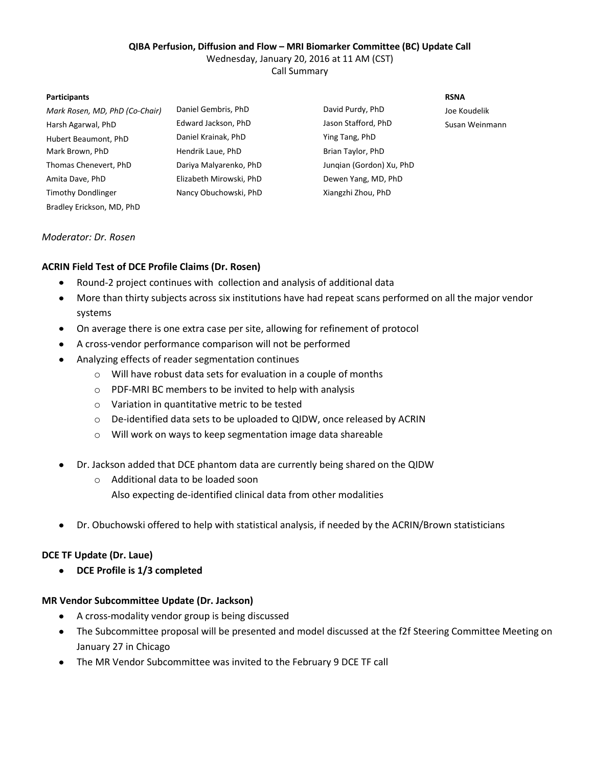**QIBA Perfusion, Diffusion and Flow – MRI Biomarker Committee (BC) Update Call**

Wednesday, January 20, 2016 at 11 AM (CST)

Call Summary

**Participants**

*Mark Rosen, MD, PhD (Co-Chair)*
Harsh Agarwal, PhD
Hubert Beaumont, PhD
Mark Brown, PhD
Thomas Chenevert, PhD
Amita Dave, PhD
Timothy Dondlinger
Bradley Erickson, MD, PhD
Daniel Gembris, PhD
Edward Jackson, PhD
Daniel Krainak, PhD
Hendrik Laue, PhD
Dariya Malyarenko, PhD
Elizabeth Mirowski, PhD
Nancy Obuchowski, PhD
David Purdy, PhD
Jason Stafford, PhD
Ying Tang, PhD
Brian Taylor, PhD
Junqian (Gordon) Xu, PhD
Dewen Yang, MD, PhD
Xiangzhi Zhou, PhD

**RSNA**

Joe Koudelik
Susan Weinmann

*Moderator: Dr. Rosen*

**ACRIN Field Test of DCE Profile Claims (Dr. Rosen)**

- Round-2 project continues with collection and analysis of additional data
- More than thirty subjects across six institutions have had repeat scans performed on all the major vendor systems
- On average there is one extra case per site, allowing for refinement of protocol
- A cross-vendor performance comparison will not be performed
- Analyzing effects of reader segmentation continues
  - Will have robust data sets for evaluation in a couple of months
  - PDF-MRI BC members to be invited to help with analysis
  - Variation in quantitative metric to be tested
  - De-identified data sets to be uploaded to QIDW, once released by ACRIN
  - Will work on ways to keep segmentation image data shareable
- Dr. Jackson added that DCE phantom data are currently being shared on the QIDW
  - Additional data to be loaded soon
    Also expecting de-identified clinical data from other modalities
- Dr. Obuchowski offered to help with statistical analysis, if needed by the ACRIN/Brown statisticians

**DCE TF Update (Dr. Laue)**

- **DCE Profile is 1/3 completed**

**MR Vendor Subcommittee Update (Dr. Jackson)**

- A cross-modality vendor group is being discussed
- The Subcommittee proposal will be presented and model discussed at the f2f Steering Committee Meeting on January 27 in Chicago
- The MR Vendor Subcommittee was invited to the February 9 DCE TF call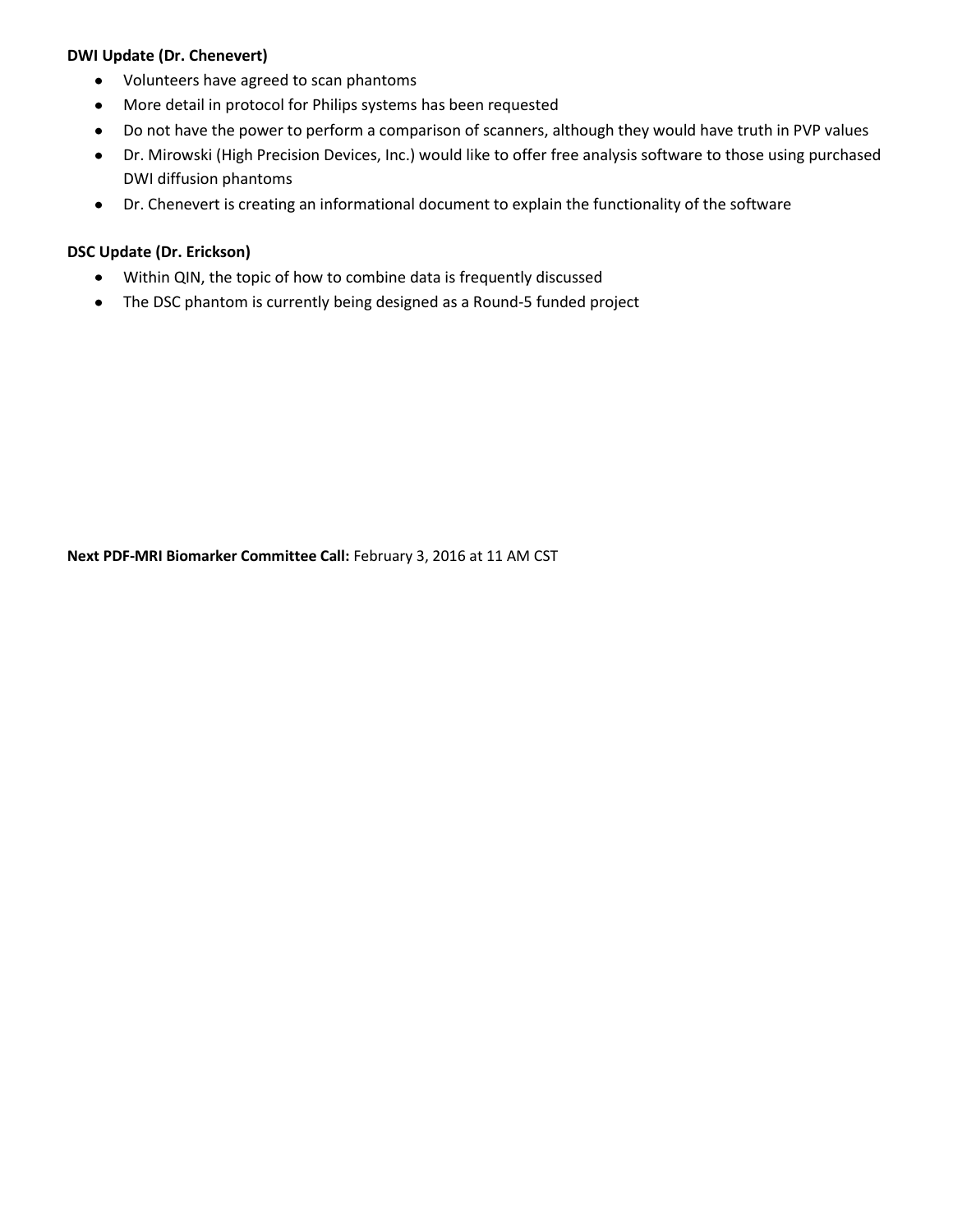**DWI Update (Dr. Chenevert)**

- Volunteers have agreed to scan phantoms
- More detail in protocol for Philips systems has been requested
- Do not have the power to perform a comparison of scanners, although they would have truth in PVP values
- Dr. Mirowski (High Precision Devices, Inc.) would like to offer free analysis software to those using purchased DWI diffusion phantoms
- Dr. Chenevert is creating an informational document to explain the functionality of the software

**DSC Update (Dr. Erickson)**

- Within QIN, the topic of how to combine data is frequently discussed
- The DSC phantom is currently being designed as a Round-5 funded project

**Next PDF-MRI Biomarker Committee Call:** February 3, 2016 at 11 AM CST